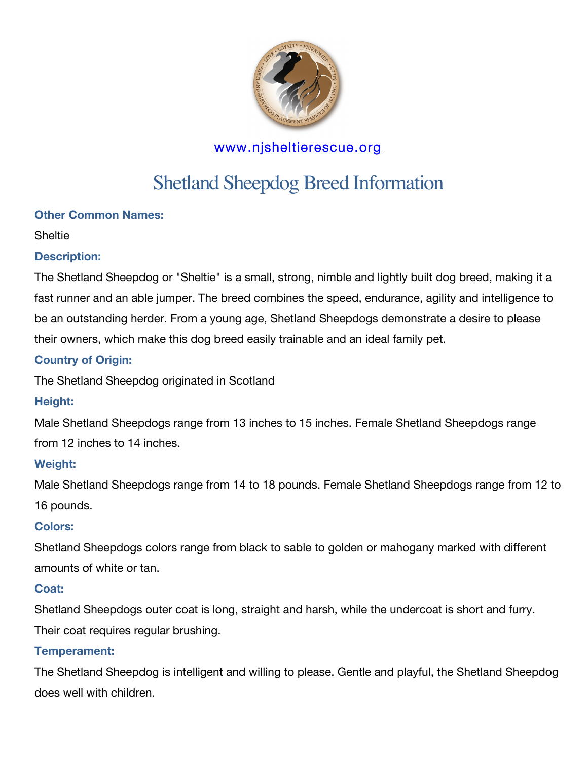www.njsheltierescue.org

# Shetland Sheepdog Breed Information

### Other Common Names:

Sheltie

### Description:

The Shetland Sheepdog or "Sheltie" is a small, strong, nimble and lightly built dog breed, making it a fast runner and an able jumper. The breed combines the speed, endurance, agility and intelligence to be an outstanding herder. From a young age, Shetland Sheepdogs demonstrate a desire to please their owners, which make this dog breed easily trainable and an ideal family pet.

### Country of Origin:

The Shetland Sheepdog originated in Scotland

### Height:

Male Shetland Sheepdogs range from 13 inches to 15 inches. Female Shetland Sheepdogs range from 12 inches to 14 inches.

### Weight:

Male Shetland Sheepdogs range from 14 to 18 pounds. Female Shetland Sheepdogs range from 12 to 16 pounds.

### Colors:

Shetland Sheepdogs colors range from black to sable to golden or mahogany marked with different amounts of white or tan.

### Coat:

Shetland Sheepdogs outer coat is long, straight and harsh, while the undercoat is short and furry. Their coat requires regular brushing.

### Temperament:

The Shetland Sheepdog is intelligent and willing to please. Gentle and playful, the Shetland Sheepdog does well with children.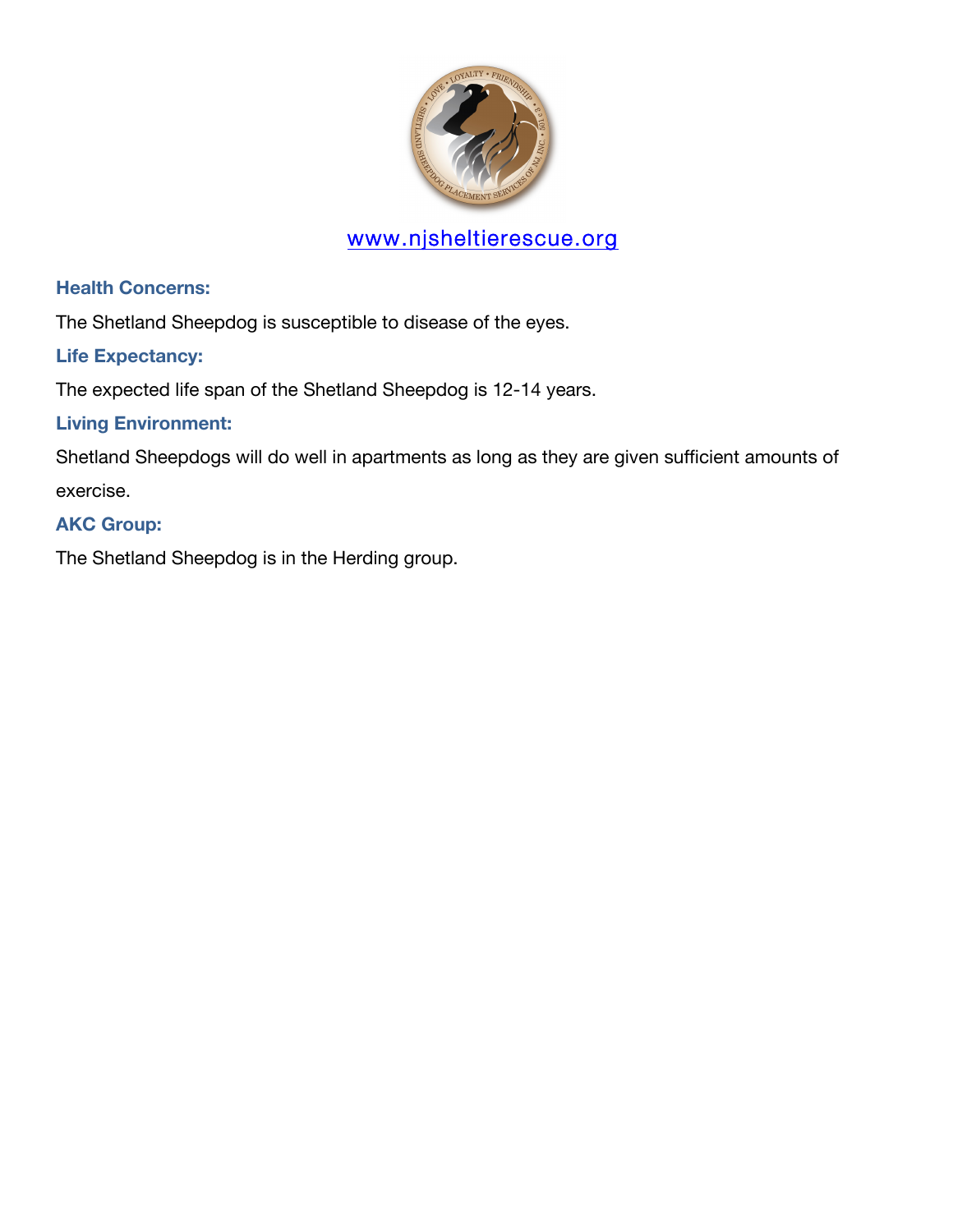www.njsheltierescue.org

**Health Concerns:**

The Shetland Sheepdog is susceptible to disease of the eyes.

**Life Expectancy:**

The expected life span of the Shetland Sheepdog is 12-14 years.

**Living Environment:**

Shetland Sheepdogs will do well in apartments as long as they are given sufficient amounts of exercise.

**AKC Group:**

The Shetland Sheepdog is in the Herding group.